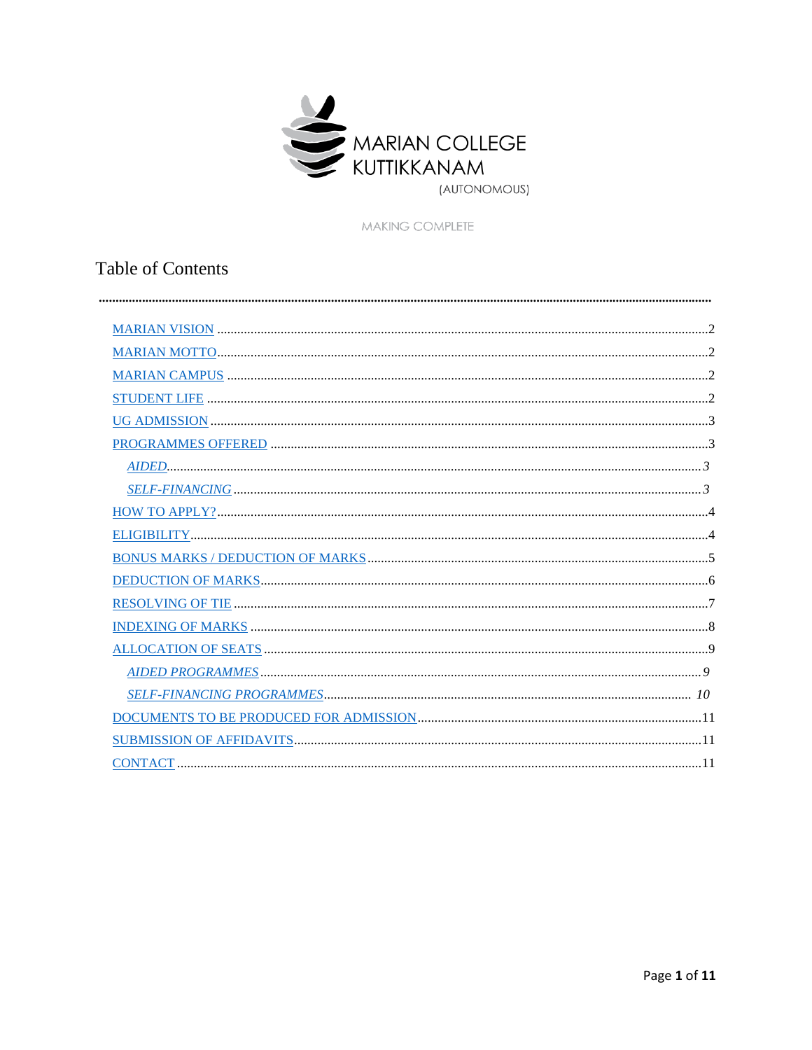MARIAN COLLEGE KUTTIKKANAM (AUTONOMOUS)

MAKING COMPLETE

# Table of Contents

- MARIAN VISION ..... 2
- MARIAN MOTTO ..... 2
- MARIAN CAMPUS ..... 2
- STUDENT LIFE ..... 2
- UG ADMISSION ..... 3
- PROGRAMMES OFFERED ..... 3
  - *AIDED* ..... 3
  - *SELF-FINANCING* ..... 3
- HOW TO APPLY? ..... 4
- ELIGIBILITY ..... 4
- BONUS MARKS / DEDUCTION OF MARKS ..... 5
- DEDUCTION OF MARKS ..... 6
- RESOLVING OF TIE ..... 7
- INDEXING OF MARKS ..... 8
- ALLOCATION OF SEATS ..... 9
  - *AIDED PROGRAMMES* ..... 9
  - *SELF-FINANCING PROGRAMMES* ..... 10
- DOCUMENTS TO BE PRODUCED FOR ADMISSION ..... 11
- SUBMISSION OF AFFIDAVITS ..... 11
- CONTACT ..... 11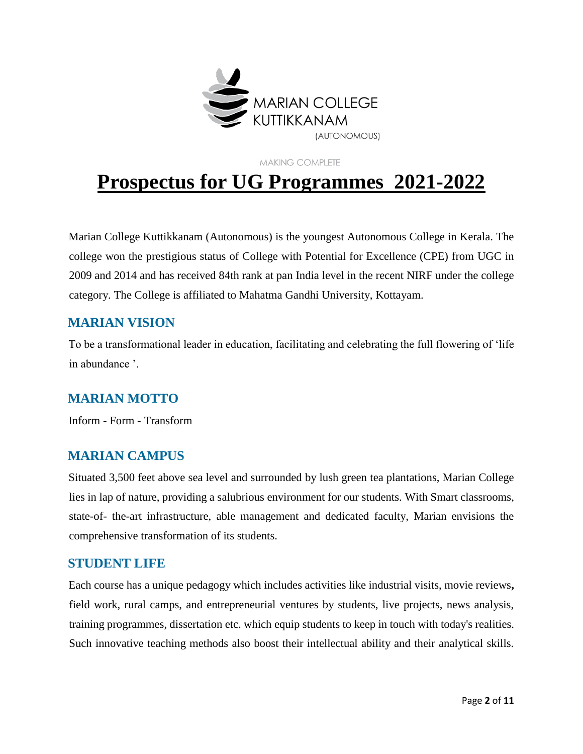MARIAN COLLEGE KUTTIKKANAM (AUTONOMOUS)

MAKING COMPLETE

# Prospectus for UG Programmes 2021-2022

Marian College Kuttikkanam (Autonomous) is the youngest Autonomous College in Kerala. The college won the prestigious status of College with Potential for Excellence (CPE) from UGC in 2009 and 2014 and has received 84th rank at pan India level in the recent NIRF under the college category. The College is affiliated to Mahatma Gandhi University, Kottayam.

## MARIAN VISION

To be a transformational leader in education, facilitating and celebrating the full flowering of 'life in abundance '.

## MARIAN MOTTO

Inform - Form - Transform

## MARIAN CAMPUS

Situated 3,500 feet above sea level and surrounded by lush green tea plantations, Marian College lies in lap of nature, providing a salubrious environment for our students. With Smart classrooms, state-of- the-art infrastructure, able management and dedicated faculty, Marian envisions the comprehensive transformation of its students.

## STUDENT LIFE

Each course has a unique pedagogy which includes activities like industrial visits, movie reviews**,** field work, rural camps, and entrepreneurial ventures by students, live projects, news analysis, training programmes, dissertation etc. which equip students to keep in touch with today's realities. Such innovative teaching methods also boost their intellectual ability and their analytical skills.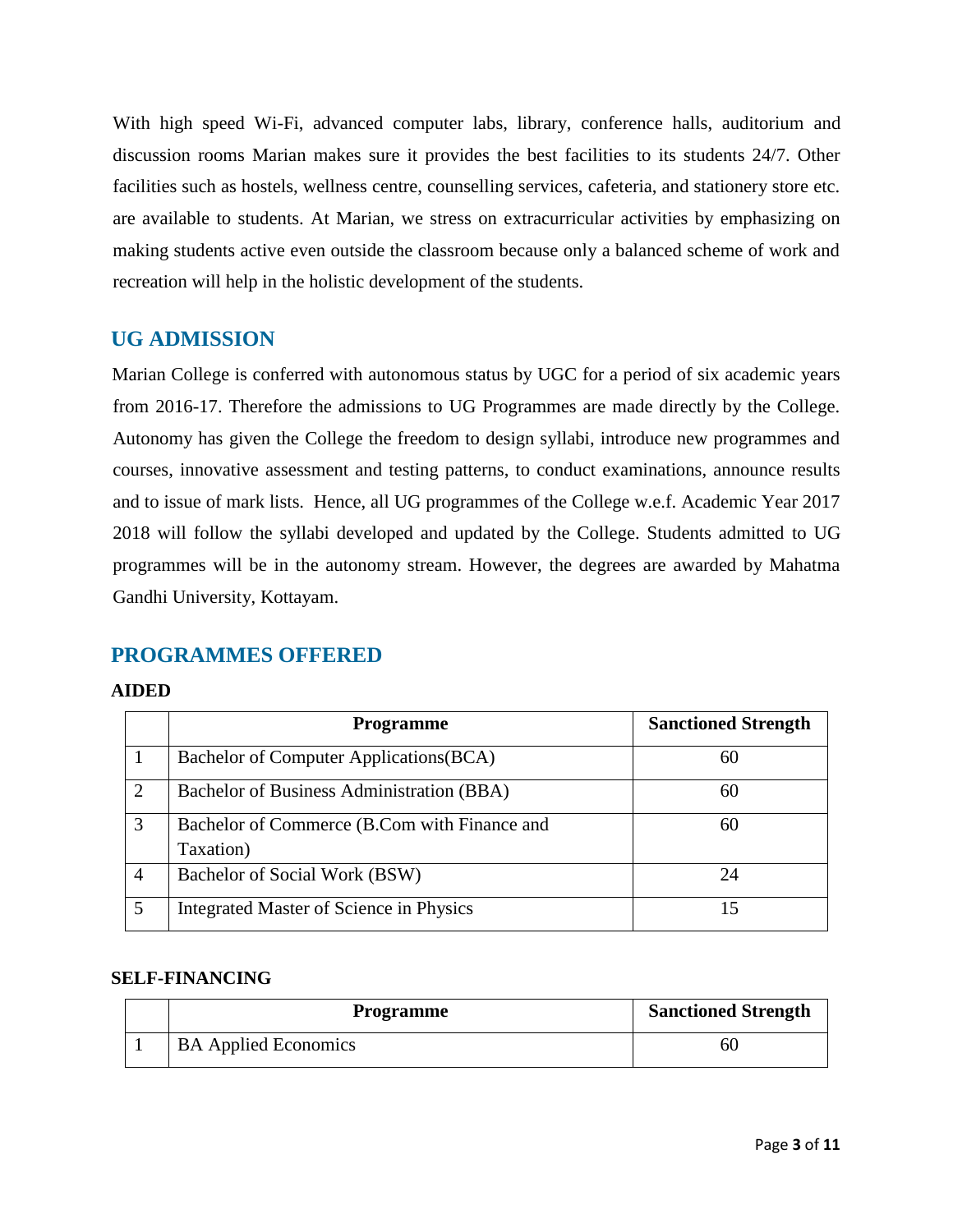With high speed Wi-Fi, advanced computer labs, library, conference halls, auditorium and discussion rooms Marian makes sure it provides the best facilities to its students 24/7. Other facilities such as hostels, wellness centre, counselling services, cafeteria, and stationery store etc. are available to students. At Marian, we stress on extracurricular activities by emphasizing on making students active even outside the classroom because only a balanced scheme of work and recreation will help in the holistic development of the students.

## UG ADMISSION

Marian College is conferred with autonomous status by UGC for a period of six academic years from 2016-17. Therefore the admissions to UG Programmes are made directly by the College. Autonomy has given the College the freedom to design syllabi, introduce new programmes and courses, innovative assessment and testing patterns, to conduct examinations, announce results and to issue of mark lists. Hence, all UG programmes of the College w.e.f. Academic Year 2017 2018 will follow the syllabi developed and updated by the College. Students admitted to UG programmes will be in the autonomy stream. However, the degrees are awarded by Mahatma Gandhi University, Kottayam.

## PROGRAMMES OFFERED

**AIDED**

| | Programme | Sanctioned Strength |
|---|---|---|
| 1 | Bachelor of Computer Applications(BCA) | 60 |
| 2 | Bachelor of Business Administration (BBA) | 60 |
| 3 | Bachelor of Commerce (B.Com with Finance and Taxation) | 60 |
| 4 | Bachelor of Social Work (BSW) | 24 |
| 5 | Integrated Master of Science in Physics | 15 |

**SELF-FINANCING**

| | Programme | Sanctioned Strength |
|---|---|---|
| 1 | BA Applied Economics | 60 |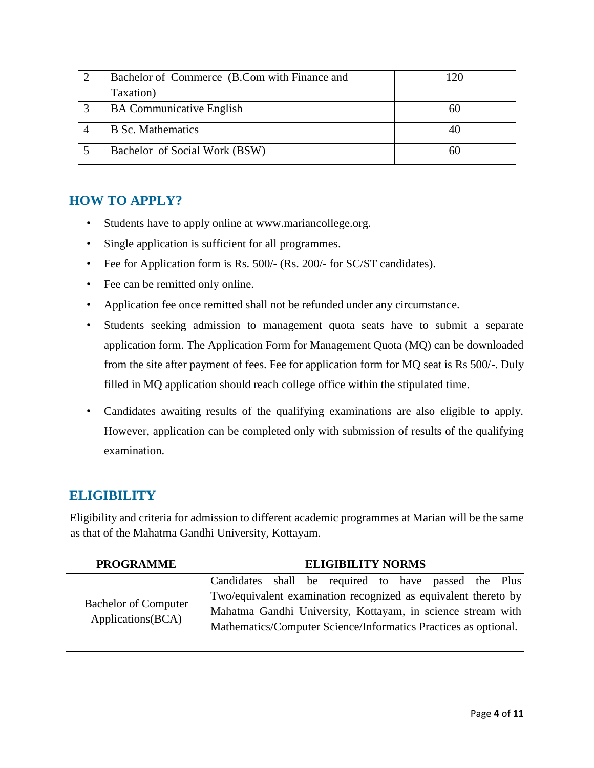| | | |
|---|---|---|
| 2 | Bachelor of Commerce (B.Com with Finance and Taxation) | 120 |
| 3 | BA Communicative English | 60 |
| 4 | B Sc. Mathematics | 40 |
| 5 | Bachelor of Social Work (BSW) | 60 |

## HOW TO APPLY?

- Students have to apply online at www.mariancollege.org.
- Single application is sufficient for all programmes.
- Fee for Application form is Rs. 500/- (Rs. 200/- for SC/ST candidates).
- Fee can be remitted only online.
- Application fee once remitted shall not be refunded under any circumstance.
- Students seeking admission to management quota seats have to submit a separate application form. The Application Form for Management Quota (MQ) can be downloaded from the site after payment of fees. Fee for application form for MQ seat is Rs 500/-. Duly filled in MQ application should reach college office within the stipulated time.
- Candidates awaiting results of the qualifying examinations are also eligible to apply. However, application can be completed only with submission of results of the qualifying examination.

## ELIGIBILITY

Eligibility and criteria for admission to different academic programmes at Marian will be the same as that of the Mahatma Gandhi University, Kottayam.

| PROGRAMME | ELIGIBILITY NORMS |
|---|---|
| Bachelor of Computer Applications(BCA) | Candidates shall be required to have passed the Plus Two/equivalent examination recognized as equivalent thereto by Mahatma Gandhi University, Kottayam, in science stream with Mathematics/Computer Science/Informatics Practices as optional. |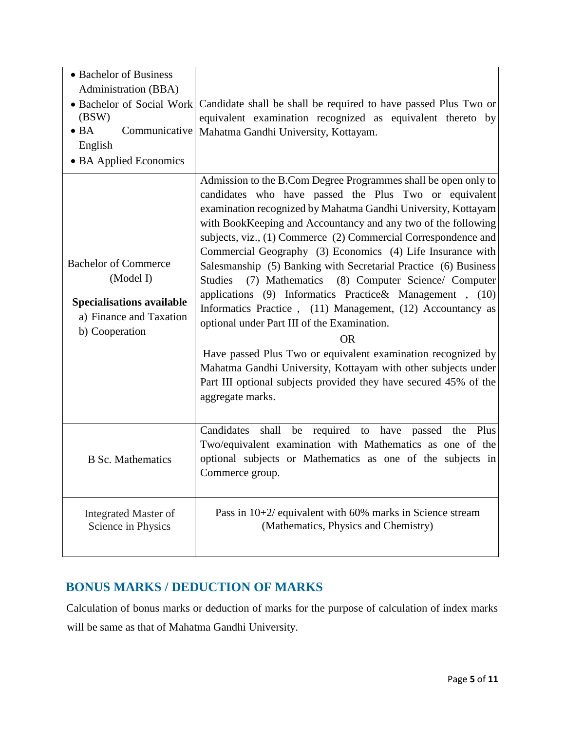| | |
|---|---|
| • Bachelor of Business Administration (BBA)<br>• Bachelor of Social Work (BSW)<br>• BA Communicative English<br>• BA Applied Economics | Candidate shall be shall be required to have passed Plus Two or equivalent examination recognized as equivalent thereto by Mahatma Gandhi University, Kottayam. |
| Bachelor of Commerce (Model I)<br><br>**Specialisations available**<br>a) Finance and Taxation<br>b) Cooperation | Admission to the B.Com Degree Programmes shall be open only to candidates who have passed the Plus Two or equivalent examination recognized by Mahatma Gandhi University, Kottayam with BookKeeping and Accountancy and any two of the following subjects, viz., (1) Commerce (2) Commercial Correspondence and Commercial Geography (3) Economics (4) Life Insurance with Salesmanship (5) Banking with Secretarial Practice (6) Business Studies (7) Mathematics (8) Computer Science/ Computer applications (9) Informatics Practice& Management , (10) Informatics Practice , (11) Management, (12) Accountancy as optional under Part III of the Examination.<br>OR<br>Have passed Plus Two or equivalent examination recognized by Mahatma Gandhi University, Kottayam with other subjects under Part III optional subjects provided they have secured 45% of the aggregate marks. |
| B Sc. Mathematics | Candidates shall be required to have passed the Plus Two/equivalent examination with Mathematics as one of the optional subjects or Mathematics as one of the subjects in Commerce group. |
| Integrated Master of Science in Physics | Pass in 10+2/ equivalent with 60% marks in Science stream (Mathematics, Physics and Chemistry) |

## BONUS MARKS / DEDUCTION OF MARKS

Calculation of bonus marks or deduction of marks for the purpose of calculation of index marks will be same as that of Mahatma Gandhi University.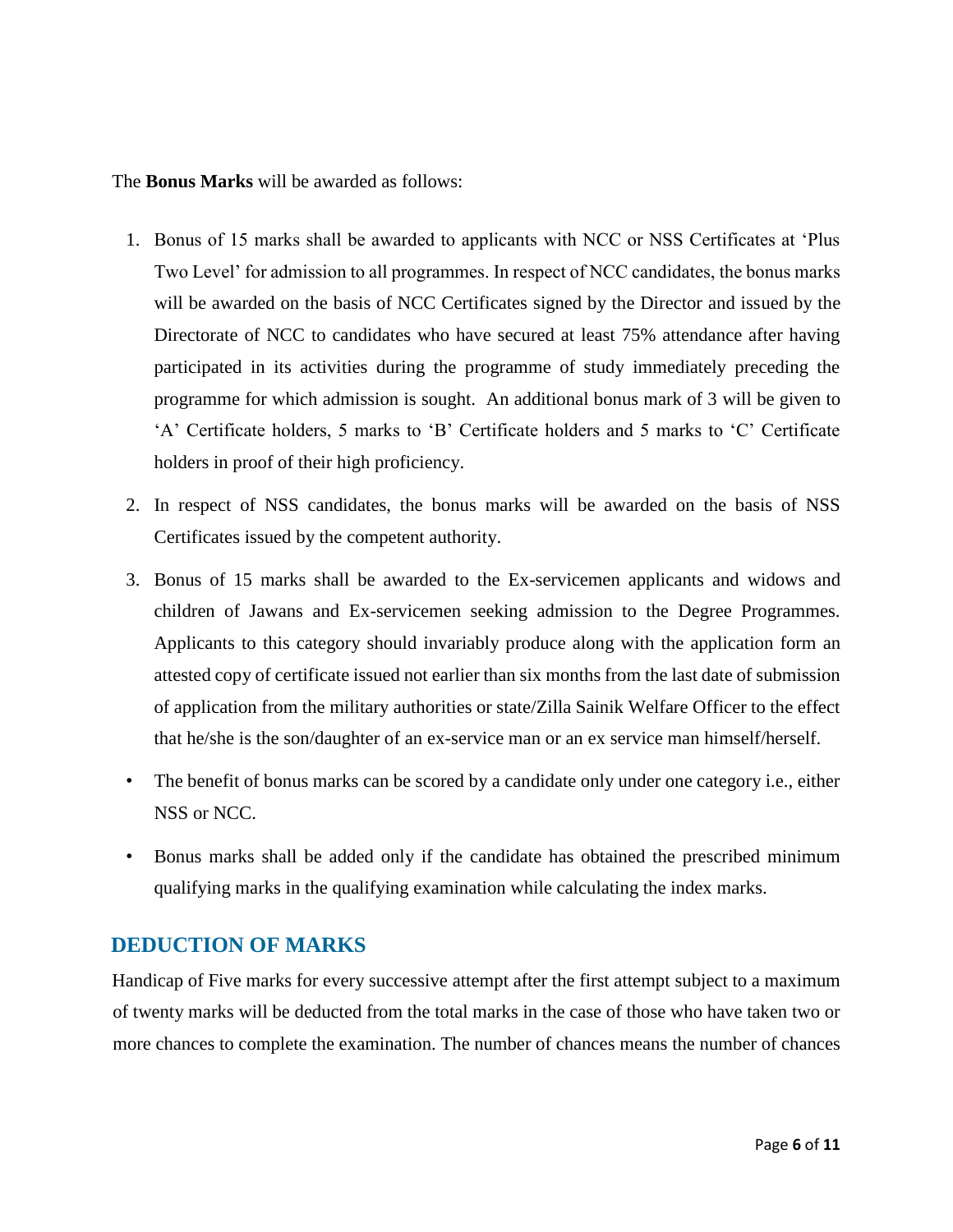The **Bonus Marks** will be awarded as follows:

1. Bonus of 15 marks shall be awarded to applicants with NCC or NSS Certificates at 'Plus Two Level' for admission to all programmes. In respect of NCC candidates, the bonus marks will be awarded on the basis of NCC Certificates signed by the Director and issued by the Directorate of NCC to candidates who have secured at least 75% attendance after having participated in its activities during the programme of study immediately preceding the programme for which admission is sought. An additional bonus mark of 3 will be given to 'A' Certificate holders, 5 marks to 'B' Certificate holders and 5 marks to 'C' Certificate holders in proof of their high proficiency.
2. In respect of NSS candidates, the bonus marks will be awarded on the basis of NSS Certificates issued by the competent authority.
3. Bonus of 15 marks shall be awarded to the Ex-servicemen applicants and widows and children of Jawans and Ex-servicemen seeking admission to the Degree Programmes. Applicants to this category should invariably produce along with the application form an attested copy of certificate issued not earlier than six months from the last date of submission of application from the military authorities or state/Zilla Sainik Welfare Officer to the effect that he/she is the son/daughter of an ex-service man or an ex service man himself/herself.

- The benefit of bonus marks can be scored by a candidate only under one category i.e., either NSS or NCC.
- Bonus marks shall be added only if the candidate has obtained the prescribed minimum qualifying marks in the qualifying examination while calculating the index marks.

## DEDUCTION OF MARKS

Handicap of Five marks for every successive attempt after the first attempt subject to a maximum of twenty marks will be deducted from the total marks in the case of those who have taken two or more chances to complete the examination. The number of chances means the number of chances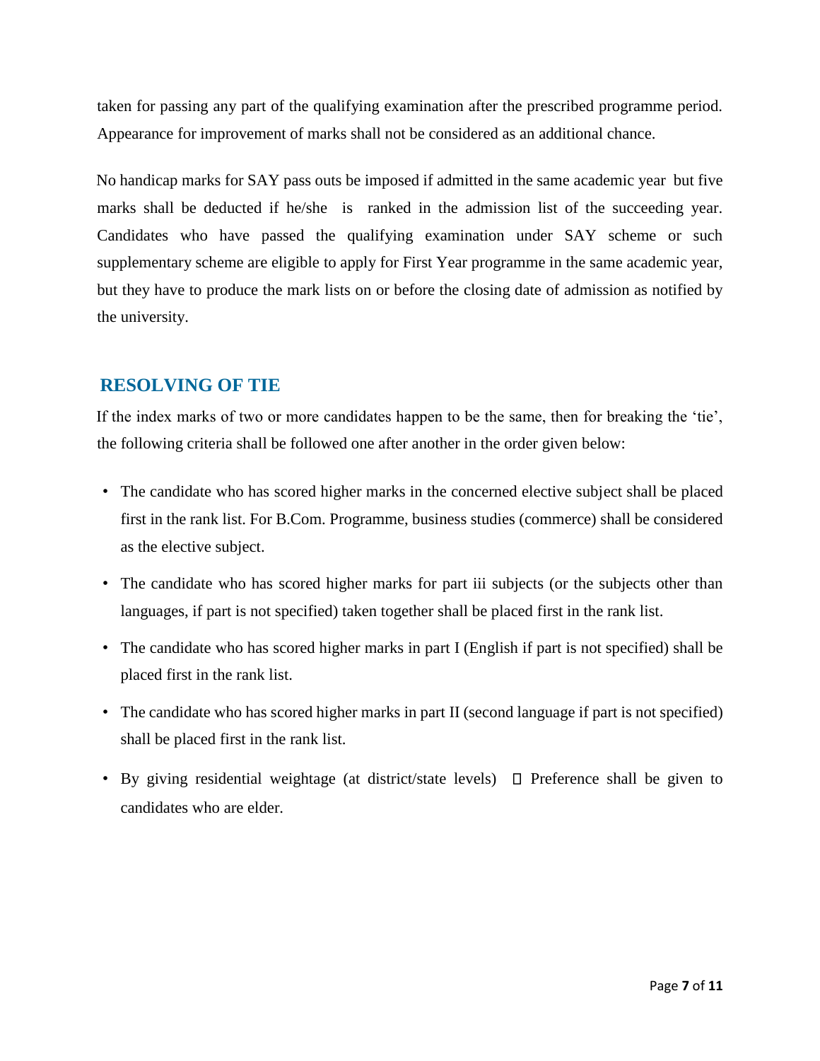taken for passing any part of the qualifying examination after the prescribed programme period. Appearance for improvement of marks shall not be considered as an additional chance.

No handicap marks for SAY pass outs be imposed if admitted in the same academic year but five marks shall be deducted if he/she is ranked in the admission list of the succeeding year. Candidates who have passed the qualifying examination under SAY scheme or such supplementary scheme are eligible to apply for First Year programme in the same academic year, but they have to produce the mark lists on or before the closing date of admission as notified by the university.

## RESOLVING OF TIE

If the index marks of two or more candidates happen to be the same, then for breaking the 'tie', the following criteria shall be followed one after another in the order given below:

- The candidate who has scored higher marks in the concerned elective subject shall be placed first in the rank list. For B.Com. Programme, business studies (commerce) shall be considered as the elective subject.
- The candidate who has scored higher marks for part iii subjects (or the subjects other than languages, if part is not specified) taken together shall be placed first in the rank list.
- The candidate who has scored higher marks in part I (English if part is not specified) shall be placed first in the rank list.
- The candidate who has scored higher marks in part II (second language if part is not specified) shall be placed first in the rank list.
- By giving residential weightage (at district/state levels)  Preference shall be given to candidates who are elder.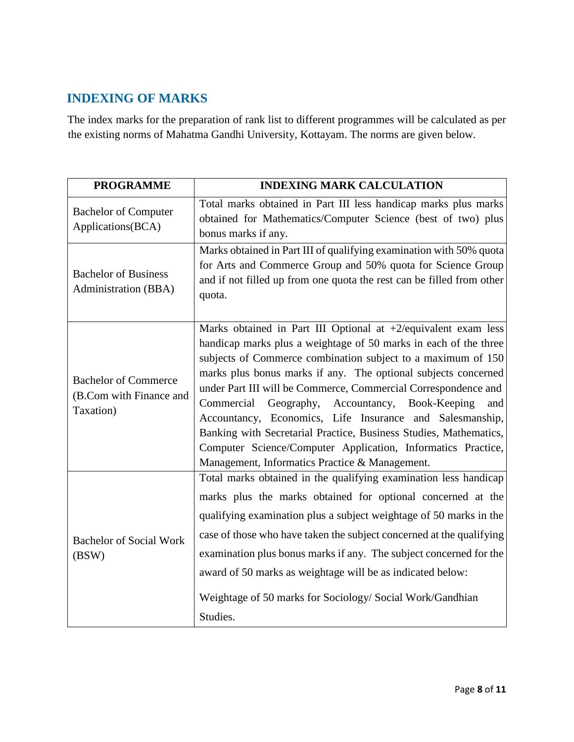## INDEXING OF MARKS

The index marks for the preparation of rank list to different programmes will be calculated as per the existing norms of Mahatma Gandhi University, Kottayam. The norms are given below.

| PROGRAMME | INDEXING MARK CALCULATION |
|---|---|
| Bachelor of Computer Applications(BCA) | Total marks obtained in Part III less handicap marks plus marks obtained for Mathematics/Computer Science (best of two) plus bonus marks if any. |
| Bachelor of Business Administration (BBA) | Marks obtained in Part III of qualifying examination with 50% quota for Arts and Commerce Group and 50% quota for Science Group and if not filled up from one quota the rest can be filled from other quota. |
| Bachelor of Commerce (B.Com with Finance and Taxation) | Marks obtained in Part III Optional at +2/equivalent exam less handicap marks plus a weightage of 50 marks in each of the three subjects of Commerce combination subject to a maximum of 150 marks plus bonus marks if any. The optional subjects concerned under Part III will be Commerce, Commercial Correspondence and Commercial Geography, Accountancy, Book-Keeping and Accountancy, Economics, Life Insurance and Salesmanship, Banking with Secretarial Practice, Business Studies, Mathematics, Computer Science/Computer Application, Informatics Practice, Management, Informatics Practice & Management. |
| Bachelor of Social Work (BSW) | Total marks obtained in the qualifying examination less handicap marks plus the marks obtained for optional concerned at the qualifying examination plus a subject weightage of 50 marks in the case of those who have taken the subject concerned at the qualifying examination plus bonus marks if any. The subject concerned for the award of 50 marks as weightage will be as indicated below: Weightage of 50 marks for Sociology/ Social Work/Gandhian Studies. |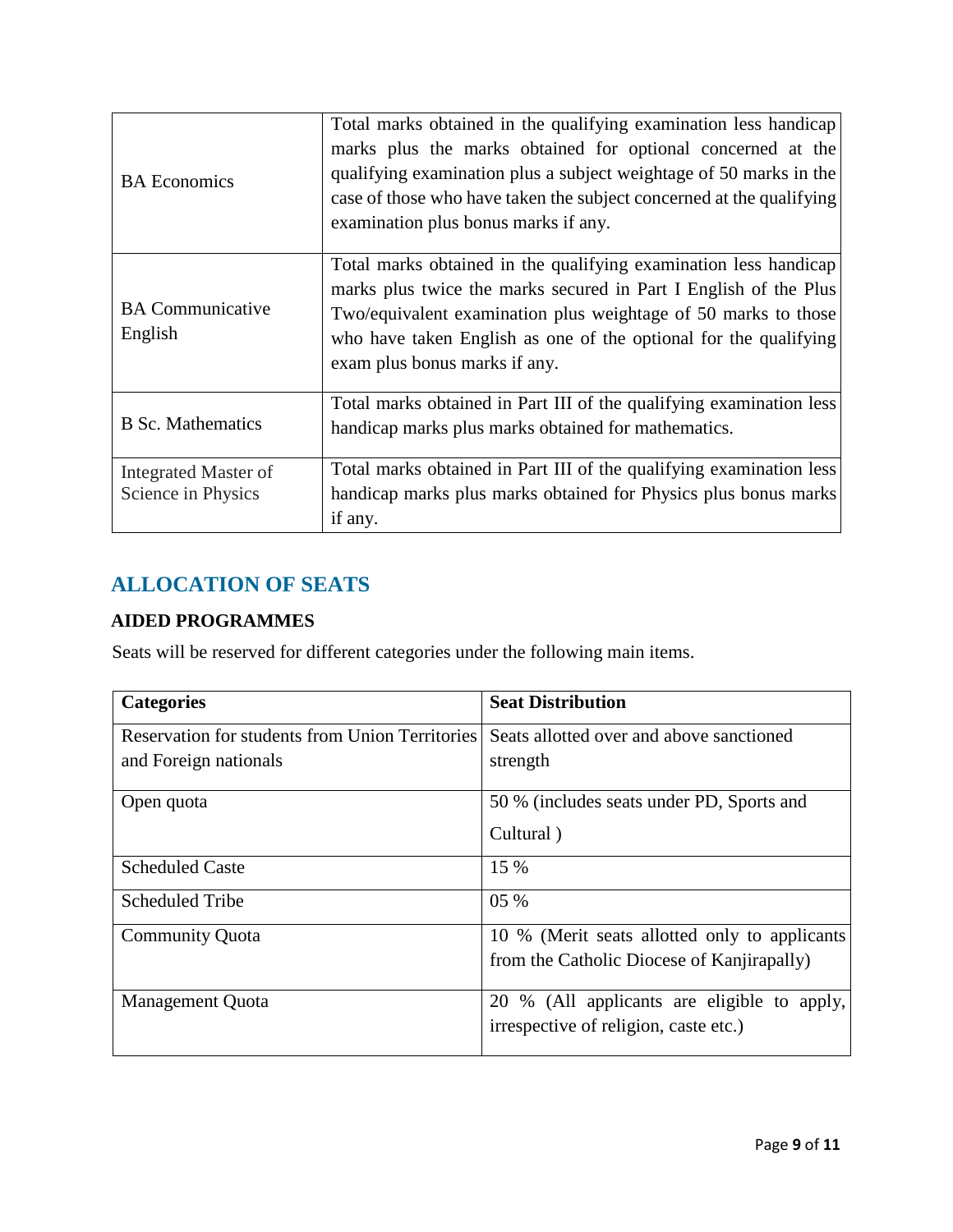| | |
|---|---|
| BA Economics | Total marks obtained in the qualifying examination less handicap marks plus the marks obtained for optional concerned at the qualifying examination plus a subject weightage of 50 marks in the case of those who have taken the subject concerned at the qualifying examination plus bonus marks if any. |
| BA Communicative English | Total marks obtained in the qualifying examination less handicap marks plus twice the marks secured in Part I English of the Plus Two/equivalent examination plus weightage of 50 marks to those who have taken English as one of the optional for the qualifying exam plus bonus marks if any. |
| B Sc. Mathematics | Total marks obtained in Part III of the qualifying examination less handicap marks plus marks obtained for mathematics. |
| Integrated Master of Science in Physics | Total marks obtained in Part III of the qualifying examination less handicap marks plus marks obtained for Physics plus bonus marks if any. |

## ALLOCATION OF SEATS

### AIDED PROGRAMMES

Seats will be reserved for different categories under the following main items.

| Categories | Seat Distribution |
|---|---|
| Reservation for students from Union Territories and Foreign nationals | Seats allotted over and above sanctioned strength |
| Open quota | 50 % (includes seats under PD, Sports and Cultural ) |
| Scheduled Caste | 15 % |
| Scheduled Tribe | 05 % |
| Community Quota | 10 % (Merit seats allotted only to applicants from the Catholic Diocese of Kanjirapally) |
| Management Quota | 20 % (All applicants are eligible to apply, irrespective of religion, caste etc.) |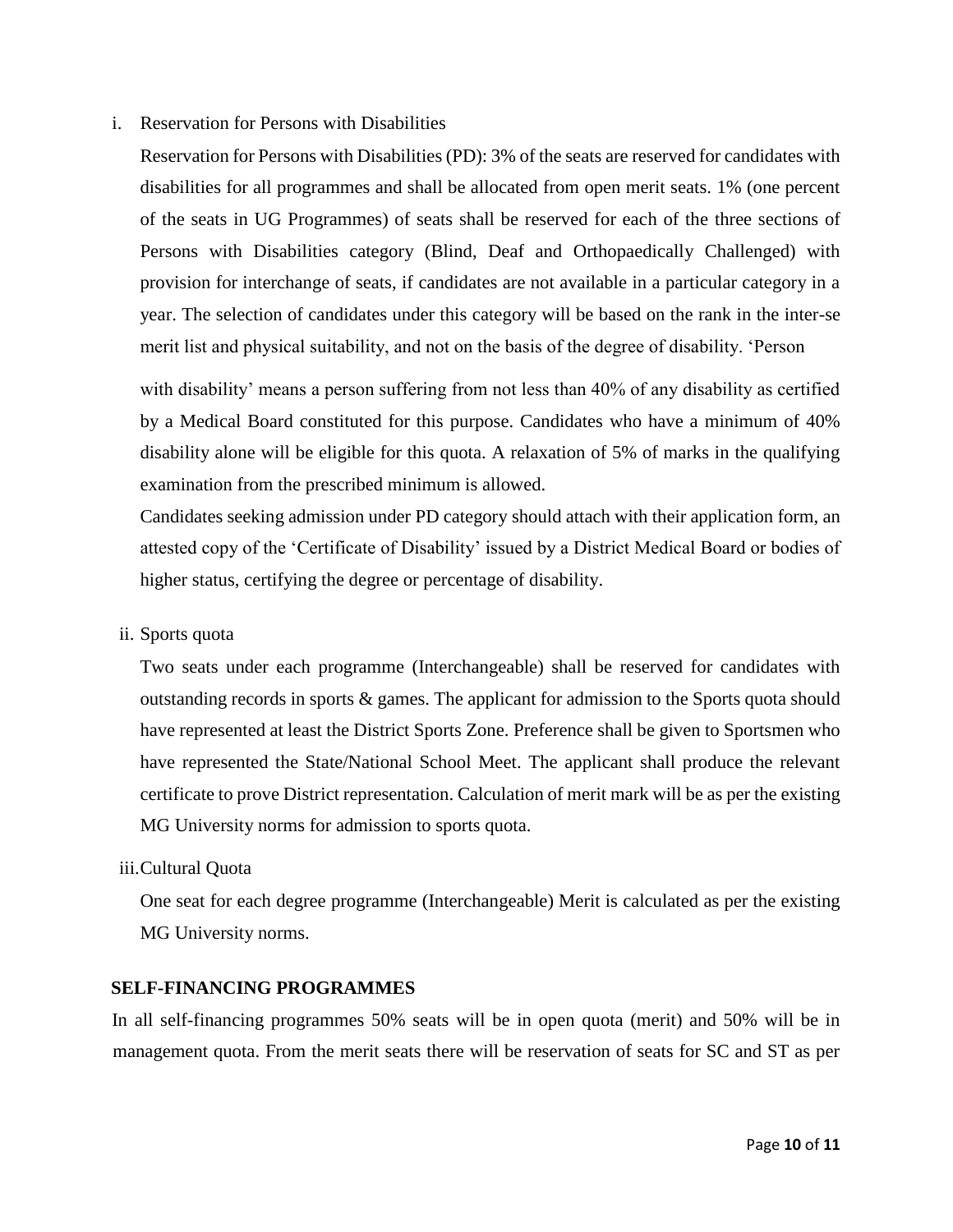i. Reservation for Persons with Disabilities

   Reservation for Persons with Disabilities (PD): 3% of the seats are reserved for candidates with disabilities for all programmes and shall be allocated from open merit seats. 1% (one percent of the seats in UG Programmes) of seats shall be reserved for each of the three sections of Persons with Disabilities category (Blind, Deaf and Orthopaedically Challenged) with provision for interchange of seats, if candidates are not available in a particular category in a year. The selection of candidates under this category will be based on the rank in the inter-se merit list and physical suitability, and not on the basis of the degree of disability. 'Person with disability' means a person suffering from not less than 40% of any disability as certified by a Medical Board constituted for this purpose. Candidates who have a minimum of 40% disability alone will be eligible for this quota. A relaxation of 5% of marks in the qualifying examination from the prescribed minimum is allowed.

   Candidates seeking admission under PD category should attach with their application form, an attested copy of the 'Certificate of Disability' issued by a District Medical Board or bodies of higher status, certifying the degree or percentage of disability.

ii. Sports quota

   Two seats under each programme (Interchangeable) shall be reserved for candidates with outstanding records in sports & games. The applicant for admission to the Sports quota should have represented at least the District Sports Zone. Preference shall be given to Sportsmen who have represented the State/National School Meet. The applicant shall produce the relevant certificate to prove District representation. Calculation of merit mark will be as per the existing MG University norms for admission to sports quota.

iii. Cultural Quota

   One seat for each degree programme (Interchangeable) Merit is calculated as per the existing MG University norms.

**SELF-FINANCING PROGRAMMES**

In all self-financing programmes 50% seats will be in open quota (merit) and 50% will be in management quota. From the merit seats there will be reservation of seats for SC and ST as per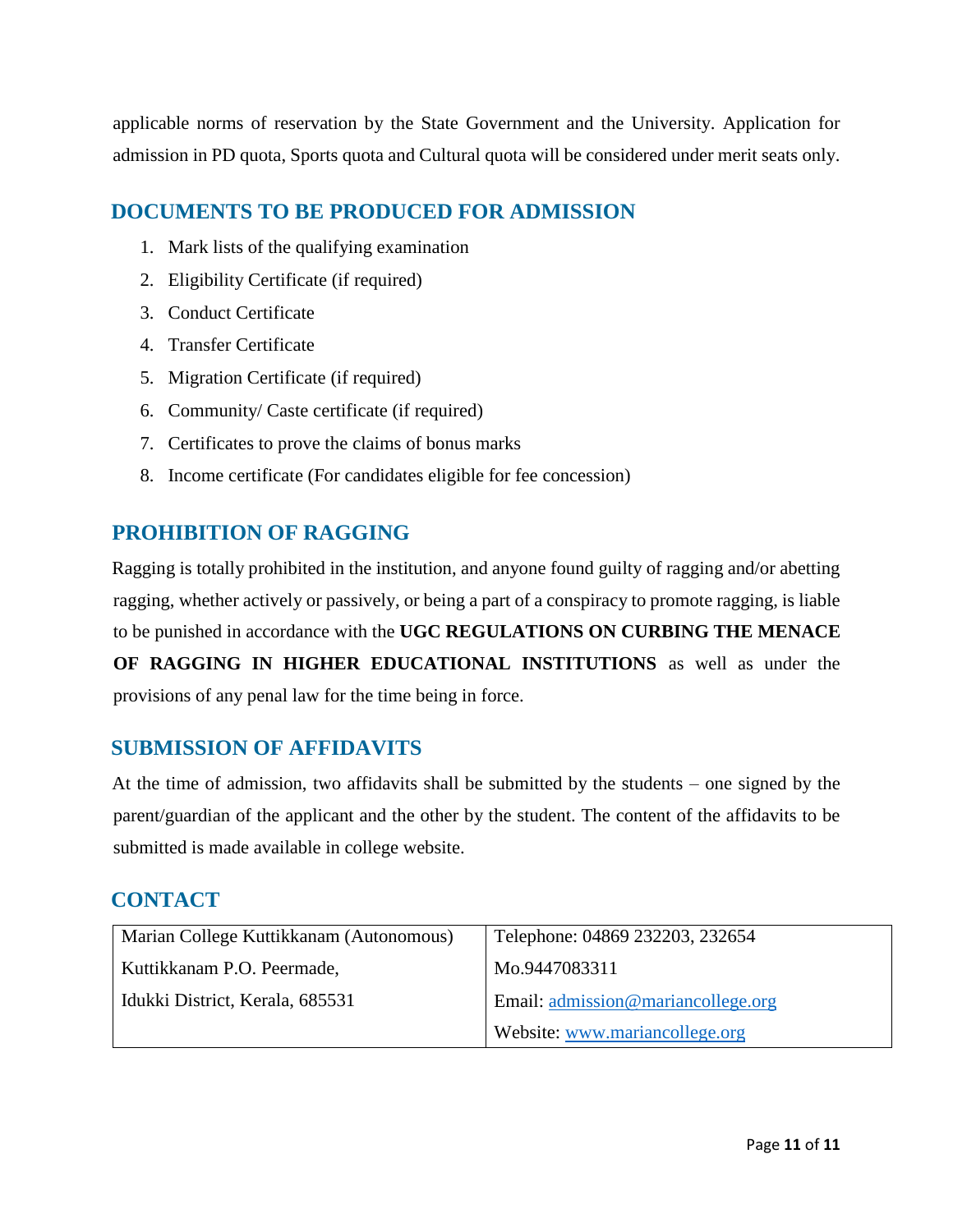applicable norms of reservation by the State Government and the University. Application for admission in PD quota, Sports quota and Cultural quota will be considered under merit seats only.

## DOCUMENTS TO BE PRODUCED FOR ADMISSION

1. Mark lists of the qualifying examination
2. Eligibility Certificate (if required)
3. Conduct Certificate
4. Transfer Certificate
5. Migration Certificate (if required)
6. Community/ Caste certificate (if required)
7. Certificates to prove the claims of bonus marks
8. Income certificate (For candidates eligible for fee concession)

## PROHIBITION OF RAGGING

Ragging is totally prohibited in the institution, and anyone found guilty of ragging and/or abetting ragging, whether actively or passively, or being a part of a conspiracy to promote ragging, is liable to be punished in accordance with the **UGC REGULATIONS ON CURBING THE MENACE OF RAGGING IN HIGHER EDUCATIONAL INSTITUTIONS** as well as under the provisions of any penal law for the time being in force.

## SUBMISSION OF AFFIDAVITS

At the time of admission, two affidavits shall be submitted by the students – one signed by the parent/guardian of the applicant and the other by the student. The content of the affidavits to be submitted is made available in college website.

## CONTACT

| | |
|---|---|
| Marian College Kuttikkanam (Autonomous)<br>Kuttikkanam P.O. Peermade,<br>Idukki District, Kerala, 685531 | Telephone: 04869 232203, 232654<br>Mo.9447083311<br>Email: admission@mariancollege.org<br>Website: www.mariancollege.org |